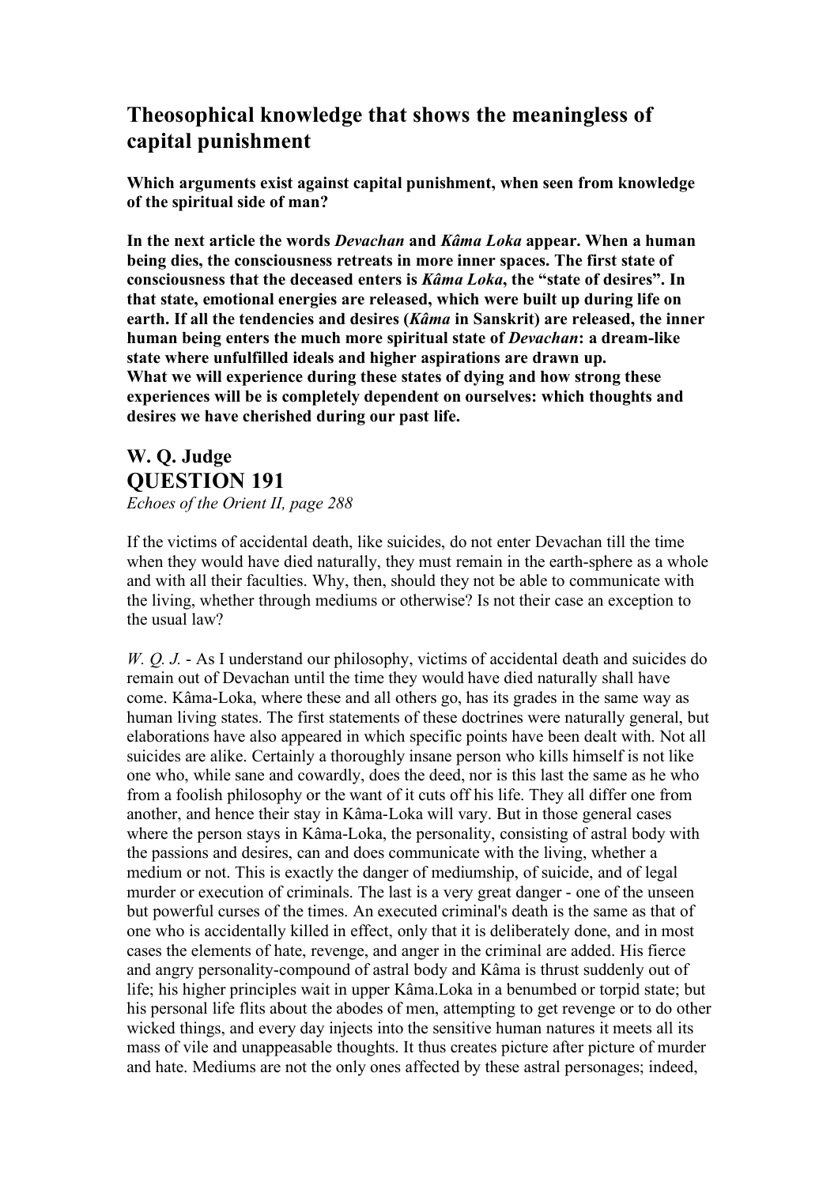# Theosophical knowledge that shows the meaningless of capital punishment

**Which arguments exist against capital punishment, when seen from knowledge of the spiritual side of man?**

**In the next article the words *Devachan* and *Kâma Loka* appear. When a human being dies, the consciousness retreats in more inner spaces. The first state of consciousness that the deceased enters is *Kâma Loka*, the "state of desires". In that state, emotional energies are released, which were built up during life on earth. If all the tendencies and desires (*Kâma* in Sanskrit) are released, the inner human being enters the much more spiritual state of *Devachan*: a dream-like state where unfulfilled ideals and higher aspirations are drawn up.**
**What we will experience during these states of dying and how strong these experiences will be is completely dependent on ourselves: which thoughts and desires we have cherished during our past life.**

## W. Q. Judge
# QUESTION 191

*Echoes of the Orient II, page 288*

If the victims of accidental death, like suicides, do not enter Devachan till the time when they would have died naturally, they must remain in the earth-sphere as a whole and with all their faculties. Why, then, should they not be able to communicate with the living, whether through mediums or otherwise? Is not their case an exception to the usual law?

*W. Q. J.* - As I understand our philosophy, victims of accidental death and suicides do remain out of Devachan until the time they would have died naturally shall have come. Kâma-Loka, where these and all others go, has its grades in the same way as human living states. The first statements of these doctrines were naturally general, but elaborations have also appeared in which specific points have been dealt with. Not all suicides are alike. Certainly a thoroughly insane person who kills himself is not like one who, while sane and cowardly, does the deed, nor is this last the same as he who from a foolish philosophy or the want of it cuts off his life. They all differ one from another, and hence their stay in Kâma-Loka will vary. But in those general cases where the person stays in Kâma-Loka, the personality, consisting of astral body with the passions and desires, can and does communicate with the living, whether a medium or not. This is exactly the danger of mediumship, of suicide, and of legal murder or execution of criminals. The last is a very great danger - one of the unseen but powerful curses of the times. An executed criminal's death is the same as that of one who is accidentally killed in effect, only that it is deliberately done, and in most cases the elements of hate, revenge, and anger in the criminal are added. His fierce and angry personality-compound of astral body and Kâma is thrust suddenly out of life; his higher principles wait in upper Kâma.Loka in a benumbed or torpid state; but his personal life flits about the abodes of men, attempting to get revenge or to do other wicked things, and every day injects into the sensitive human natures it meets all its mass of vile and unappeasable thoughts. It thus creates picture after picture of murder and hate. Mediums are not the only ones affected by these astral personages; indeed,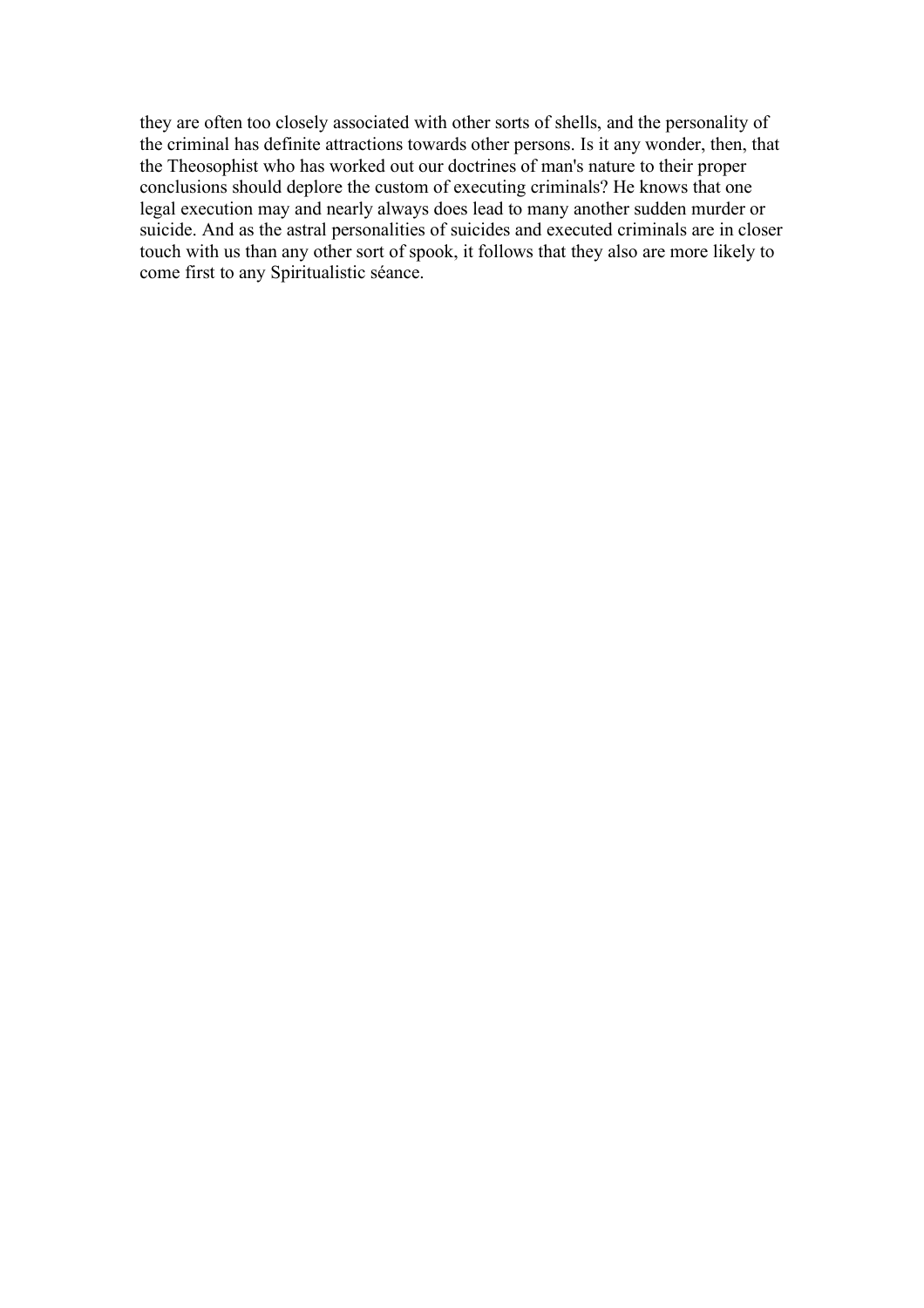they are often too closely associated with other sorts of shells, and the personality of the criminal has definite attractions towards other persons. Is it any wonder, then, that the Theosophist who has worked out our doctrines of man's nature to their proper conclusions should deplore the custom of executing criminals? He knows that one legal execution may and nearly always does lead to many another sudden murder or suicide. And as the astral personalities of suicides and executed criminals are in closer touch with us than any other sort of spook, it follows that they also are more likely to come first to any Spiritualistic séance.